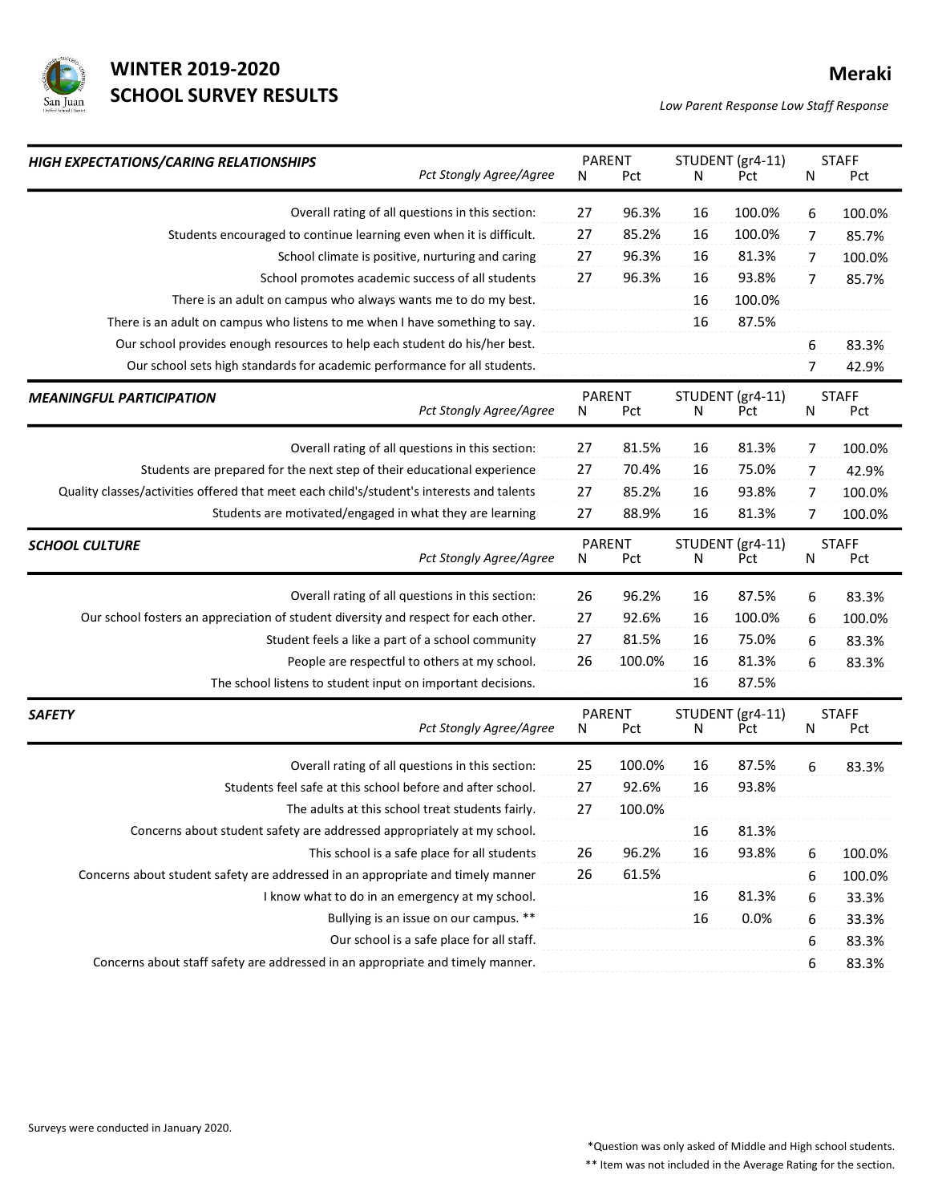# WINTER 2019-2020 SCHOOL SURVEY RESULTS

## Meraki

*Low Parent Response Low Staff Response*

| ***HIGH EXPECTATIONS/CARING RELATIONSHIPS*** *Pct Stongly Agree/Agree* | PARENT | | STUDENT (gr4-11) | | STAFF | |
|---|---|---|---|---|---|---|
| | N | Pct | N | Pct | N | Pct |
| Overall rating of all questions in this section: | 27 | 96.3% | 16 | 100.0% | 6 | 100.0% |
| Students encouraged to continue learning even when it is difficult. | 27 | 85.2% | 16 | 100.0% | 7 | 85.7% |
| School climate is positive, nurturing and caring | 27 | 96.3% | 16 | 81.3% | 7 | 100.0% |
| School promotes academic success of all students | 27 | 96.3% | 16 | 93.8% | 7 | 85.7% |
| There is an adult on campus who always wants me to do my best. | | | 16 | 100.0% | | |
| There is an adult on campus who listens to me when I have something to say. | | | 16 | 87.5% | | |
| Our school provides enough resources to help each student do his/her best. | | | | | 6 | 83.3% |
| Our school sets high standards for academic performance for all students. | | | | | 7 | 42.9% |

| ***MEANINGFUL PARTICIPATION*** *Pct Stongly Agree/Agree* | PARENT | | STUDENT (gr4-11) | | STAFF | |
|---|---|---|---|---|---|---|
| | N | Pct | N | Pct | N | Pct |
| Overall rating of all questions in this section: | 27 | 81.5% | 16 | 81.3% | 7 | 100.0% |
| Students are prepared for the next step of their educational experience | 27 | 70.4% | 16 | 75.0% | 7 | 42.9% |
| Quality classes/activities offered that meet each child's/student's interests and talents | 27 | 85.2% | 16 | 93.8% | 7 | 100.0% |
| Students are motivated/engaged in what they are learning | 27 | 88.9% | 16 | 81.3% | 7 | 100.0% |

| ***SCHOOL CULTURE*** *Pct Stongly Agree/Agree* | PARENT | | STUDENT (gr4-11) | | STAFF | |
|---|---|---|---|---|---|---|
| | N | Pct | N | Pct | N | Pct |
| Overall rating of all questions in this section: | 26 | 96.2% | 16 | 87.5% | 6 | 83.3% |
| Our school fosters an appreciation of student diversity and respect for each other. | 27 | 92.6% | 16 | 100.0% | 6 | 100.0% |
| Student feels a like a part of a school community | 27 | 81.5% | 16 | 75.0% | 6 | 83.3% |
| People are respectful to others at my school. | 26 | 100.0% | 16 | 81.3% | 6 | 83.3% |
| The school listens to student input on important decisions. | | | 16 | 87.5% | | |

| ***SAFETY*** *Pct Stongly Agree/Agree* | PARENT | | STUDENT (gr4-11) | | STAFF | |
|---|---|---|---|---|---|---|
| | N | Pct | N | Pct | N | Pct |
| Overall rating of all questions in this section: | 25 | 100.0% | 16 | 87.5% | 6 | 83.3% |
| Students feel safe at this school before and after school. | 27 | 92.6% | 16 | 93.8% | | |
| The adults at this school treat students fairly. | 27 | 100.0% | | | | |
| Concerns about student safety are addressed appropriately at my school. | | | 16 | 81.3% | | |
| This school is a safe place for all students | 26 | 96.2% | 16 | 93.8% | 6 | 100.0% |
| Concerns about student safety are addressed in an appropriate and timely manner | 26 | 61.5% | | | 6 | 100.0% |
| I know what to do in an emergency at my school. | | | 16 | 81.3% | 6 | 33.3% |
| Bullying is an issue on our campus. ** | | | 16 | 0.0% | 6 | 33.3% |
| Our school is a safe place for all staff. | | | | | 6 | 83.3% |
| Concerns about staff safety are addressed in an appropriate and timely manner. | | | | | 6 | 83.3% |

Surveys were conducted in January 2020.

*Question was only asked of Middle and High school students.

** Item was not included in the Average Rating for the section.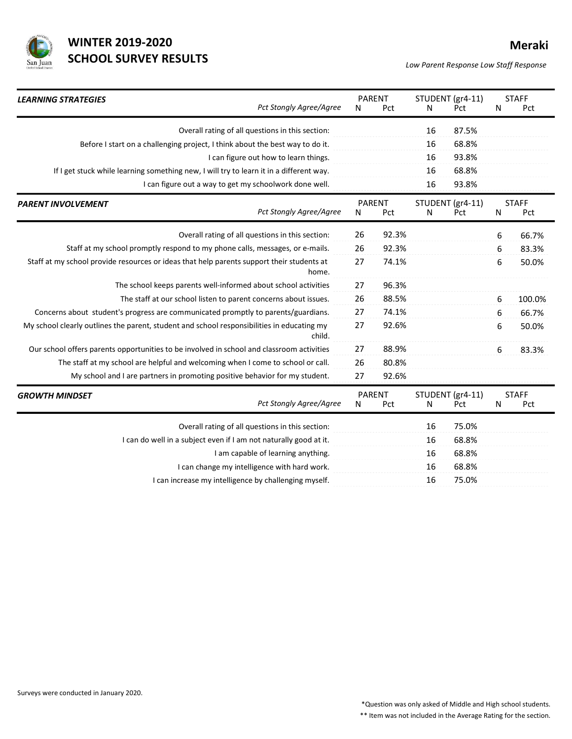# WINTER 2019-2020 SCHOOL SURVEY RESULTS

**Meraki**

*Low Parent Response Low Staff Response*

| ***LEARNING STRATEGIES*** *Pct Stongly Agree/Agree* | PARENT N | PARENT Pct | STUDENT (gr4-11) N | STUDENT (gr4-11) Pct | STAFF N | STAFF Pct |
|---|---|---|---|---|---|---|
| Overall rating of all questions in this section: | | | 16 | 87.5% | | |
| Before I start on a challenging project, I think about the best way to do it. | | | 16 | 68.8% | | |
| I can figure out how to learn things. | | | 16 | 93.8% | | |
| If I get stuck while learning something new, I will try to learn it in a different way. | | | 16 | 68.8% | | |
| I can figure out a way to get my schoolwork done well. | | | 16 | 93.8% | | |

| ***PARENT INVOLVEMENT*** *Pct Stongly Agree/Agree* | PARENT N | PARENT Pct | STUDENT (gr4-11) N | STUDENT (gr4-11) Pct | STAFF N | STAFF Pct |
|---|---|---|---|---|---|---|
| Overall rating of all questions in this section: | 26 | 92.3% | | | 6 | 66.7% |
| Staff at my school promptly respond to my phone calls, messages, or e-mails. | 26 | 92.3% | | | 6 | 83.3% |
| Staff at my school provide resources or ideas that help parents support their students at home. | 27 | 74.1% | | | 6 | 50.0% |
| The school keeps parents well-informed about school activities | 27 | 96.3% | | | | |
| The staff at our school listen to parent concerns about issues. | 26 | 88.5% | | | 6 | 100.0% |
| Concerns about student's progress are communicated promptly to parents/guardians. | 27 | 74.1% | | | 6 | 66.7% |
| My school clearly outlines the parent, student and school responsibilities in educating my child. | 27 | 92.6% | | | 6 | 50.0% |
| Our school offers parents opportunities to be involved in school and classroom activities | 27 | 88.9% | | | 6 | 83.3% |
| The staff at my school are helpful and welcoming when I come to school or call. | 26 | 80.8% | | | | |
| My school and I are partners in promoting positive behavior for my student. | 27 | 92.6% | | | | |

| ***GROWTH MINDSET*** *Pct Stongly Agree/Agree* | PARENT N | PARENT Pct | STUDENT (gr4-11) N | STUDENT (gr4-11) Pct | STAFF N | STAFF Pct |
|---|---|---|---|---|---|---|
| Overall rating of all questions in this section: | | | 16 | 75.0% | | |
| I can do well in a subject even if I am not naturally good at it. | | | 16 | 68.8% | | |
| I am capable of learning anything. | | | 16 | 68.8% | | |
| I can change my intelligence with hard work. | | | 16 | 68.8% | | |
| I can increase my intelligence by challenging myself. | | | 16 | 75.0% | | |

Surveys were conducted in January 2020.

*Question was only asked of Middle and High school students.

** Item was not included in the Average Rating for the section.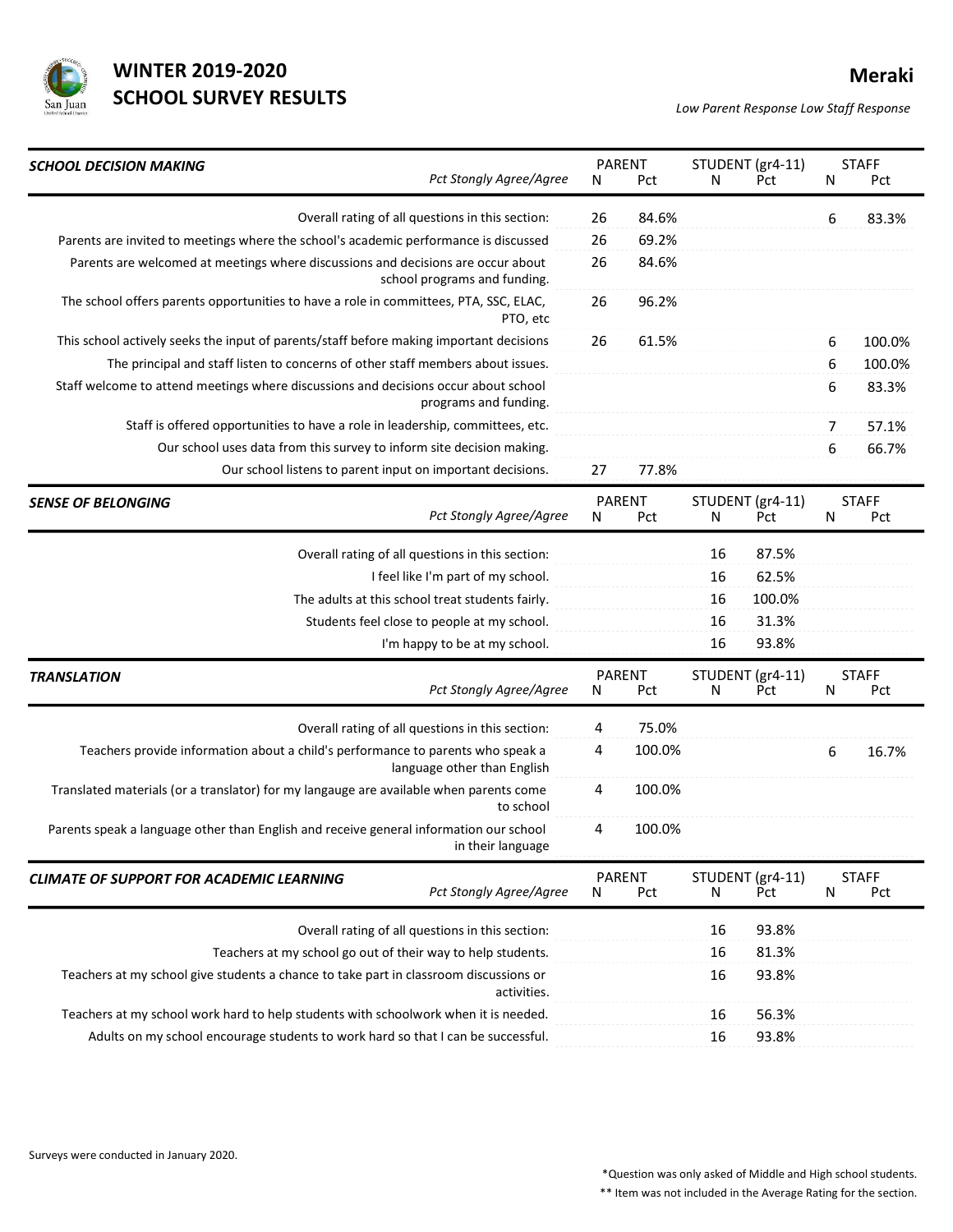# WINTER 2019-2020 SCHOOL SURVEY RESULTS

**Meraki**

*Low Parent Response Low Staff Response*

| ***SCHOOL DECISION MAKING*** *Pct Stongly Agree/Agree* | PARENT N | PARENT Pct | STUDENT (gr4-11) N | STUDENT (gr4-11) Pct | STAFF N | STAFF Pct |
|---|---|---|---|---|---|---|
| Overall rating of all questions in this section: | 26 | 84.6% | | | 6 | 83.3% |
| Parents are invited to meetings where the school's academic performance is discussed | 26 | 69.2% | | | | |
| Parents are welcomed at meetings where discussions and decisions are occur about school programs and funding. | 26 | 84.6% | | | | |
| The school offers parents opportunities to have a role in committees, PTA, SSC, ELAC, PTO, etc | 26 | 96.2% | | | | |
| This school actively seeks the input of parents/staff before making important decisions | 26 | 61.5% | | | 6 | 100.0% |
| The principal and staff listen to concerns of other staff members about issues. | | | | | 6 | 100.0% |
| Staff welcome to attend meetings where discussions and decisions occur about school programs and funding. | | | | | 6 | 83.3% |
| Staff is offered opportunities to have a role in leadership, committees, etc. | | | | | 7 | 57.1% |
| Our school uses data from this survey to inform site decision making. | | | | | 6 | 66.7% |
| Our school listens to parent input on important decisions. | 27 | 77.8% | | | | |

| ***SENSE OF BELONGING*** *Pct Stongly Agree/Agree* | PARENT N | PARENT Pct | STUDENT (gr4-11) N | STUDENT (gr4-11) Pct | STAFF N | STAFF Pct |
|---|---|---|---|---|---|---|
| Overall rating of all questions in this section: | | | 16 | 87.5% | | |
| I feel like I'm part of my school. | | | 16 | 62.5% | | |
| The adults at this school treat students fairly. | | | 16 | 100.0% | | |
| Students feel close to people at my school. | | | 16 | 31.3% | | |
| I'm happy to be at my school. | | | 16 | 93.8% | | |

| ***TRANSLATION*** *Pct Stongly Agree/Agree* | PARENT N | PARENT Pct | STUDENT (gr4-11) N | STUDENT (gr4-11) Pct | STAFF N | STAFF Pct |
|---|---|---|---|---|---|---|
| Overall rating of all questions in this section: | 4 | 75.0% | | | | |
| Teachers provide information about a child's performance to parents who speak a language other than English | 4 | 100.0% | | | 6 | 16.7% |
| Translated materials (or a translator) for my langauge are available when parents come to school | 4 | 100.0% | | | | |
| Parents speak a language other than English and receive general information our school in their language | 4 | 100.0% | | | | |

| ***CLIMATE OF SUPPORT FOR ACADEMIC LEARNING*** *Pct Stongly Agree/Agree* | PARENT N | PARENT Pct | STUDENT (gr4-11) N | STUDENT (gr4-11) Pct | STAFF N | STAFF Pct |
|---|---|---|---|---|---|---|
| Overall rating of all questions in this section: | | | 16 | 93.8% | | |
| Teachers at my school go out of their way to help students. | | | 16 | 81.3% | | |
| Teachers at my school give students a chance to take part in classroom discussions or activities. | | | 16 | 93.8% | | |
| Teachers at my school work hard to help students with schoolwork when it is needed. | | | 16 | 56.3% | | |
| Adults on my school encourage students to work hard so that I can be successful. | | | 16 | 93.8% | | |

Surveys were conducted in January 2020.

*Question was only asked of Middle and High school students.

** Item was not included in the Average Rating for the section.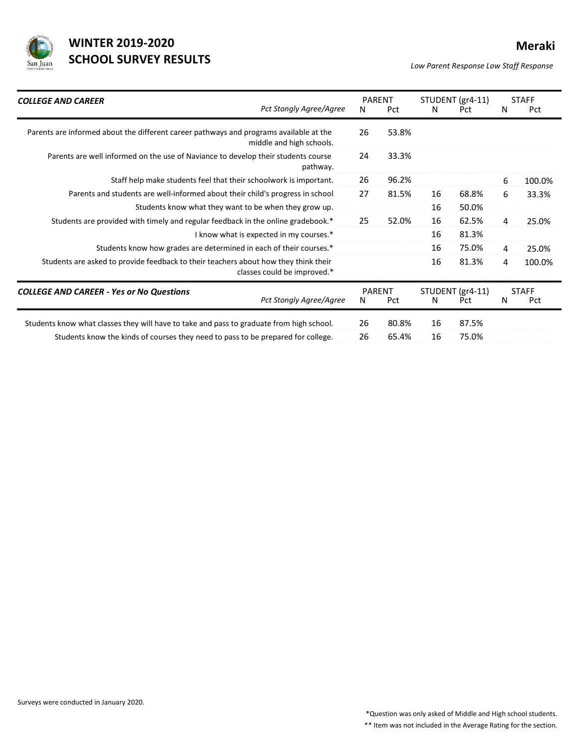# WINTER 2019-2020 SCHOOL SURVEY RESULTS

## Meraki

*Low Parent Response Low Staff Response*

| COLLEGE AND CAREER *Pct Stongly Agree/Agree* | PARENT | | STUDENT (gr4-11) | | STAFF | |
|---|---|---|---|---|---|---|
| | N | Pct | N | Pct | N | Pct |
| Parents are informed about the different career pathways and programs available at the middle and high schools. | 26 | 53.8% | | | | |
| Parents are well informed on the use of Naviance to develop their students course pathway. | 24 | 33.3% | | | | |
| Staff help make students feel that their schoolwork is important. | 26 | 96.2% | | | 6 | 100.0% |
| Parents and students are well-informed about their child's progress in school | 27 | 81.5% | 16 | 68.8% | 6 | 33.3% |
| Students know what they want to be when they grow up. | | | 16 | 50.0% | | |
| Students are provided with timely and regular feedback in the online gradebook.* | 25 | 52.0% | 16 | 62.5% | 4 | 25.0% |
| I know what is expected in my courses.* | | | 16 | 81.3% | | |
| Students know how grades are determined in each of their courses.* | | | 16 | 75.0% | 4 | 25.0% |
| Students are asked to provide feedback to their teachers about how they think their classes could be improved.* | | | 16 | 81.3% | 4 | 100.0% |

| COLLEGE AND CAREER - Yes or No Questions *Pct Stongly Agree/Agree* | PARENT | | STUDENT (gr4-11) | | STAFF | |
|---|---|---|---|---|---|---|
| | N | Pct | N | Pct | N | Pct |
| Students know what classes they will have to take and pass to graduate from high school. | 26 | 80.8% | 16 | 87.5% | | |
| Students know the kinds of courses they need to pass to be prepared for college. | 26 | 65.4% | 16 | 75.0% | | |

Surveys were conducted in January 2020.

*Question was only asked of Middle and High school students.

** Item was not included in the Average Rating for the section.